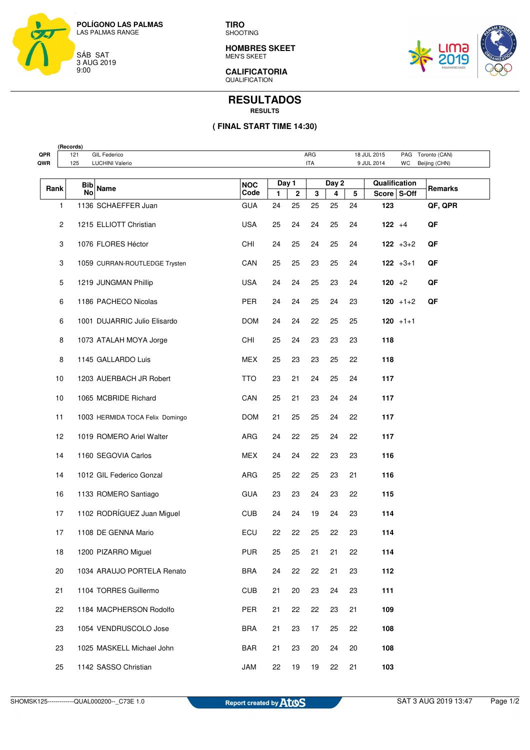POLÍGONO LAS PALMAS
LAS PALMAS RANGE

SÁB SAT
3 AUG 2019
9:00

**TIRO**
SHOOTING

**HOMBRES SKEET**
MEN'S SKEET

**CALIFICATORIA**
QUALIFICATION

# RESULTADOS
**RESULTS**

**( FINAL START TIME 14:30)**

| (Records) | | | | | | |
|---|---|---|---|---|---|---|
| QPR | 121 | GIL Federico | ARG | 18 JUL 2015 | PAG | Toronto (CAN) |
| QWR | 125 | LUCHINI Valerio | ITA | 9 JUL 2014 | WC | Beijing (CHN) |

| Rank | Bib No | Name | NOC Code | Day 1 | | Day 2 | | | Qualification | | Remarks |
|---|---|---|---|---|---|---|---|---|---|---|---|
| | | | | 1 | 2 | 3 | 4 | 5 | Score | S-Off | |
| 1 | 1136 | SCHAEFFER Juan | GUA | 24 | 25 | 25 | 25 | 24 | **123** | | QF, QPR |
| 2 | 1215 | ELLIOTT Christian | USA | 25 | 24 | 24 | 25 | 24 | **122** | +4 | QF |
| 3 | 1076 | FLORES Héctor | CHI | 24 | 25 | 24 | 25 | 24 | **122** | +3+2 | QF |
| 3 | 1059 | CURRAN-ROUTLEDGE Trysten | CAN | 25 | 25 | 23 | 25 | 24 | **122** | +3+1 | QF |
| 5 | 1219 | JUNGMAN Phillip | USA | 24 | 24 | 25 | 23 | 24 | **120** | +2 | QF |
| 6 | 1186 | PACHECO Nicolas | PER | 24 | 24 | 25 | 24 | 23 | **120** | +1+2 | QF |
| 6 | 1001 | DUJARRIC Julio Elisardo | DOM | 24 | 24 | 22 | 25 | 25 | **120** | +1+1 | |
| 8 | 1073 | ATALAH MOYA Jorge | CHI | 25 | 24 | 23 | 23 | 23 | **118** | | |
| 8 | 1145 | GALLARDO Luis | MEX | 25 | 23 | 23 | 25 | 22 | **118** | | |
| 10 | 1203 | AUERBACH JR Robert | TTO | 23 | 21 | 24 | 25 | 24 | **117** | | |
| 10 | 1065 | MCBRIDE Richard | CAN | 25 | 21 | 23 | 24 | 24 | **117** | | |
| 11 | 1003 | HERMIDA TOCA Felix Domingo | DOM | 21 | 25 | 25 | 24 | 22 | **117** | | |
| 12 | 1019 | ROMERO Ariel Walter | ARG | 24 | 22 | 25 | 24 | 22 | **117** | | |
| 14 | 1160 | SEGOVIA Carlos | MEX | 24 | 24 | 22 | 23 | 23 | **116** | | |
| 14 | 1012 | GIL Federico Gonzal | ARG | 25 | 22 | 25 | 23 | 21 | **116** | | |
| 16 | 1133 | ROMERO Santiago | GUA | 23 | 23 | 24 | 23 | 22 | **115** | | |
| 17 | 1102 | RODRÍGUEZ Juan Miguel | CUB | 24 | 24 | 19 | 24 | 23 | **114** | | |
| 17 | 1108 | DE GENNA Mario | ECU | 22 | 22 | 25 | 22 | 23 | **114** | | |
| 18 | 1200 | PIZARRO Miguel | PUR | 25 | 25 | 21 | 21 | 22 | **114** | | |
| 20 | 1034 | ARAUJO PORTELA Renato | BRA | 24 | 22 | 22 | 21 | 23 | **112** | | |
| 21 | 1104 | TORRES Guillermo | CUB | 21 | 20 | 23 | 24 | 23 | **111** | | |
| 22 | 1184 | MACPHERSON Rodolfo | PER | 21 | 22 | 22 | 23 | 21 | **109** | | |
| 23 | 1054 | VENDRUSCOLO Jose | BRA | 21 | 23 | 17 | 25 | 22 | **108** | | |
| 23 | 1025 | MASKELL Michael John | BAR | 21 | 23 | 20 | 24 | 20 | **108** | | |
| 25 | 1142 | SASSO Christian | JAM | 22 | 19 | 19 | 22 | 21 | **103** | | |

SHOMSK125------------QUAL000200--_C73E 1.0 Report created by Atos SAT 3 AUG 2019 13:47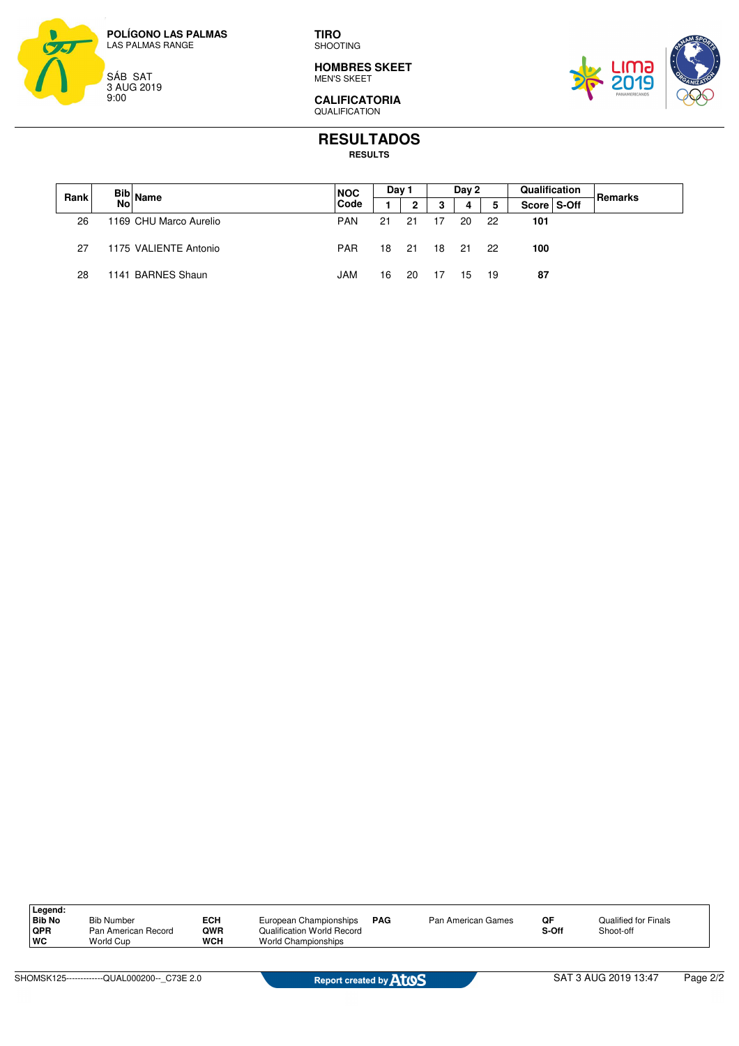**POLÍGONO LAS PALMAS**
LAS PALMAS RANGE

SÁB SAT
3 AUG 2019
9:00

**TIRO**
SHOOTING

**HOMBRES SKEET**
MEN'S SKEET

**CALIFICATORIA**
QUALIFICATION

# RESULTADOS
**RESULTS**

| Rank | Bib No | Name | NOC Code | Day 1 | | Day 2 | | | Qualification | | Remarks |
|---|---|---|---|---|---|---|---|---|---|---|---|
| | | | | 1 | 2 | 3 | 4 | 5 | Score | S-Off | |
| 26 | 1169 | CHU Marco Aurelio | PAN | 21 | 21 | 17 | 20 | 22 | **101** | | |
| 27 | 1175 | VALIENTE Antonio | PAR | 18 | 21 | 18 | 21 | 22 | **100** | | |
| 28 | 1141 | BARNES Shaun | JAM | 16 | 20 | 17 | 15 | 19 | **87** | | |

**Legend:**

| | | | | | | | |
|---|---|---|---|---|---|---|---|
| **Bib No** | Bib Number | **ECH** | European Championships | **PAG** | Pan American Games | **QF** | Qualified for Finals |
| **QPR** | Pan American Record | **QWR** | Qualification World Record | | | **S-Off** | Shoot-off |
| **WC** | World Cup | **WCH** | World Championships | | | | |

SHOMSK125-------------QUAL000200--_C73E 2.0 — Report created by Atos — SAT 3 AUG 2019 13:47